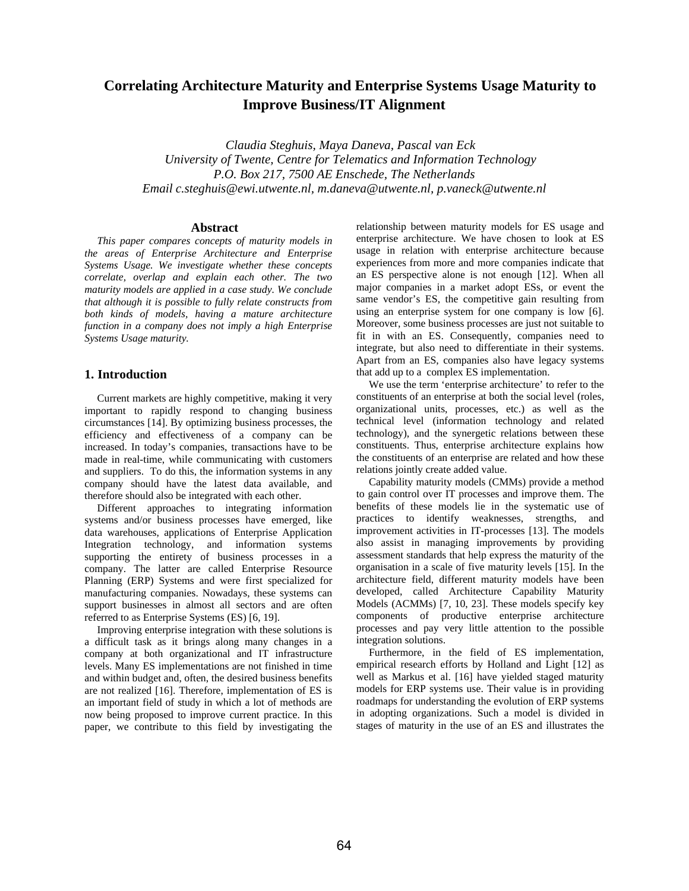# Correlating Architecture Maturity and Enterprise Systems Usage Maturity to Improve Business/IT Alignment

*Claudia Steghuis, Maya Daneva, Pascal van Eck*
*University of Twente, Centre for Telematics and Information Technology*
*P.O. Box 217, 7500 AE Enschede, The Netherlands*
*Email c.steghuis@ewi.utwente.nl, m.daneva@utwente.nl, p.vaneck@utwente.nl*

## Abstract

*This paper compares concepts of maturity models in the areas of Enterprise Architecture and Enterprise Systems Usage. We investigate whether these concepts correlate, overlap and explain each other. The two maturity models are applied in a case study. We conclude that although it is possible to fully relate constructs from both kinds of models, having a mature architecture function in a company does not imply a high Enterprise Systems Usage maturity.*

## 1. Introduction

Current markets are highly competitive, making it very important to rapidly respond to changing business circumstances [14]. By optimizing business processes, the efficiency and effectiveness of a company can be increased. In today's companies, transactions have to be made in real-time, while communicating with customers and suppliers. To do this, the information systems in any company should have the latest data available, and therefore should also be integrated with each other.

Different approaches to integrating information systems and/or business processes have emerged, like data warehouses, applications of Enterprise Application Integration technology, and information systems supporting the entirety of business processes in a company. The latter are called Enterprise Resource Planning (ERP) Systems and were first specialized for manufacturing companies. Nowadays, these systems can support businesses in almost all sectors and are often referred to as Enterprise Systems (ES) [6, 19].

Improving enterprise integration with these solutions is a difficult task as it brings along many changes in a company at both organizational and IT infrastructure levels. Many ES implementations are not finished in time and within budget and, often, the desired business benefits are not realized [16]. Therefore, implementation of ES is an important field of study in which a lot of methods are now being proposed to improve current practice. In this paper, we contribute to this field by investigating the relationship between maturity models for ES usage and enterprise architecture. We have chosen to look at ES usage in relation with enterprise architecture because experiences from more and more companies indicate that an ES perspective alone is not enough [12]. When all major companies in a market adopt ESs, or event the same vendor's ES, the competitive gain resulting from using an enterprise system for one company is low [6]. Moreover, some business processes are just not suitable to fit in with an ES. Consequently, companies need to integrate, but also need to differentiate in their systems. Apart from an ES, companies also have legacy systems that add up to a complex ES implementation.

We use the term 'enterprise architecture' to refer to the constituents of an enterprise at both the social level (roles, organizational units, processes, etc.) as well as the technical level (information technology and related technology), and the synergetic relations between these constituents. Thus, enterprise architecture explains how the constituents of an enterprise are related and how these relations jointly create added value.

Capability maturity models (CMMs) provide a method to gain control over IT processes and improve them. The benefits of these models lie in the systematic use of practices to identify weaknesses, strengths, and improvement activities in IT-processes [13]. The models also assist in managing improvements by providing assessment standards that help express the maturity of the organisation in a scale of five maturity levels [15]. In the architecture field, different maturity models have been developed, called Architecture Capability Maturity Models (ACMMs) [7, 10, 23]. These models specify key components of productive enterprise architecture processes and pay very little attention to the possible integration solutions.

Furthermore, in the field of ES implementation, empirical research efforts by Holland and Light [12] as well as Markus et al. [16] have yielded staged maturity models for ERP systems use. Their value is in providing roadmaps for understanding the evolution of ERP systems in adopting organizations. Such a model is divided in stages of maturity in the use of an ES and illustrates the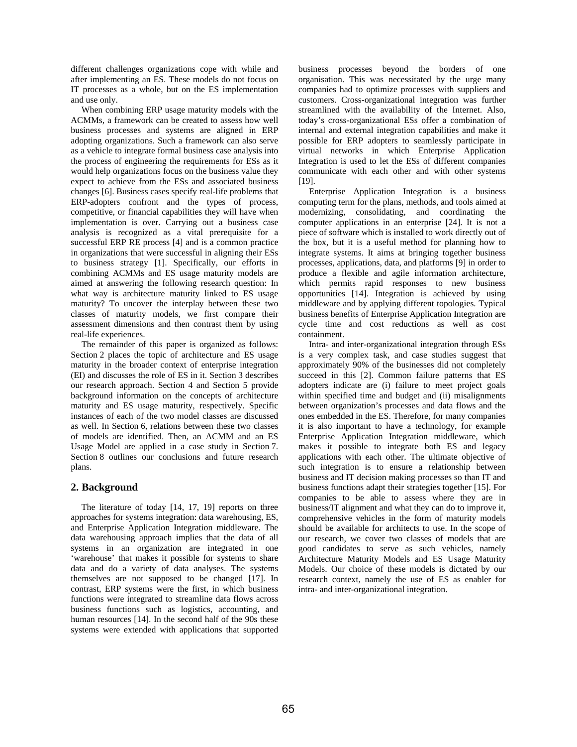different challenges organizations cope with while and after implementing an ES. These models do not focus on IT processes as a whole, but on the ES implementation and use only.

When combining ERP usage maturity models with the ACMMs, a framework can be created to assess how well business processes and systems are aligned in ERP adopting organizations. Such a framework can also serve as a vehicle to integrate formal business case analysis into the process of engineering the requirements for ESs as it would help organizations focus on the business value they expect to achieve from the ESs and associated business changes [6]. Business cases specify real-life problems that ERP-adopters confront and the types of process, competitive, or financial capabilities they will have when implementation is over. Carrying out a business case analysis is recognized as a vital prerequisite for a successful ERP RE process [4] and is a common practice in organizations that were successful in aligning their ESs to business strategy [1]. Specifically, our efforts in combining ACMMs and ES usage maturity models are aimed at answering the following research question: In what way is architecture maturity linked to ES usage maturity? To uncover the interplay between these two classes of maturity models, we first compare their assessment dimensions and then contrast them by using real-life experiences.

The remainder of this paper is organized as follows: Section 2 places the topic of architecture and ES usage maturity in the broader context of enterprise integration (EI) and discusses the role of ES in it. Section 3 describes our research approach. Section 4 and Section 5 provide background information on the concepts of architecture maturity and ES usage maturity, respectively. Specific instances of each of the two model classes are discussed as well. In Section 6, relations between these two classes of models are identified. Then, an ACMM and an ES Usage Model are applied in a case study in Section 7. Section 8 outlines our conclusions and future research plans.

## 2. Background

The literature of today [14, 17, 19] reports on three approaches for systems integration: data warehousing, ES, and Enterprise Application Integration middleware. The data warehousing approach implies that the data of all systems in an organization are integrated in one 'warehouse' that makes it possible for systems to share data and do a variety of data analyses. The systems themselves are not supposed to be changed [17]. In contrast, ERP systems were the first, in which business functions were integrated to streamline data flows across business functions such as logistics, accounting, and human resources [14]. In the second half of the 90s these systems were extended with applications that supported business processes beyond the borders of one organisation. This was necessitated by the urge many companies had to optimize processes with suppliers and customers. Cross-organizational integration was further streamlined with the availability of the Internet. Also, today's cross-organizational ESs offer a combination of internal and external integration capabilities and make it possible for ERP adopters to seamlessly participate in virtual networks in which Enterprise Application Integration is used to let the ESs of different companies communicate with each other and with other systems [19].

Enterprise Application Integration is a business computing term for the plans, methods, and tools aimed at modernizing, consolidating, and coordinating the computer applications in an enterprise [24]. It is not a piece of software which is installed to work directly out of the box, but it is a useful method for planning how to integrate systems. It aims at bringing together business processes, applications, data, and platforms [9] in order to produce a flexible and agile information architecture, which permits rapid responses to new business opportunities [14]. Integration is achieved by using middleware and by applying different topologies. Typical business benefits of Enterprise Application Integration are cycle time and cost reductions as well as cost containment.

Intra- and inter-organizational integration through ESs is a very complex task, and case studies suggest that approximately 90% of the businesses did not completely succeed in this [2]. Common failure patterns that ES adopters indicate are (i) failure to meet project goals within specified time and budget and (ii) misalignments between organization's processes and data flows and the ones embedded in the ES. Therefore, for many companies it is also important to have a technology, for example Enterprise Application Integration middleware, which makes it possible to integrate both ES and legacy applications with each other. The ultimate objective of such integration is to ensure a relationship between business and IT decision making processes so than IT and business functions adapt their strategies together [15]. For companies to be able to assess where they are in business/IT alignment and what they can do to improve it, comprehensive vehicles in the form of maturity models should be available for architects to use. In the scope of our research, we cover two classes of models that are good candidates to serve as such vehicles, namely Architecture Maturity Models and ES Usage Maturity Models. Our choice of these models is dictated by our research context, namely the use of ES as enabler for intra- and inter-organizational integration.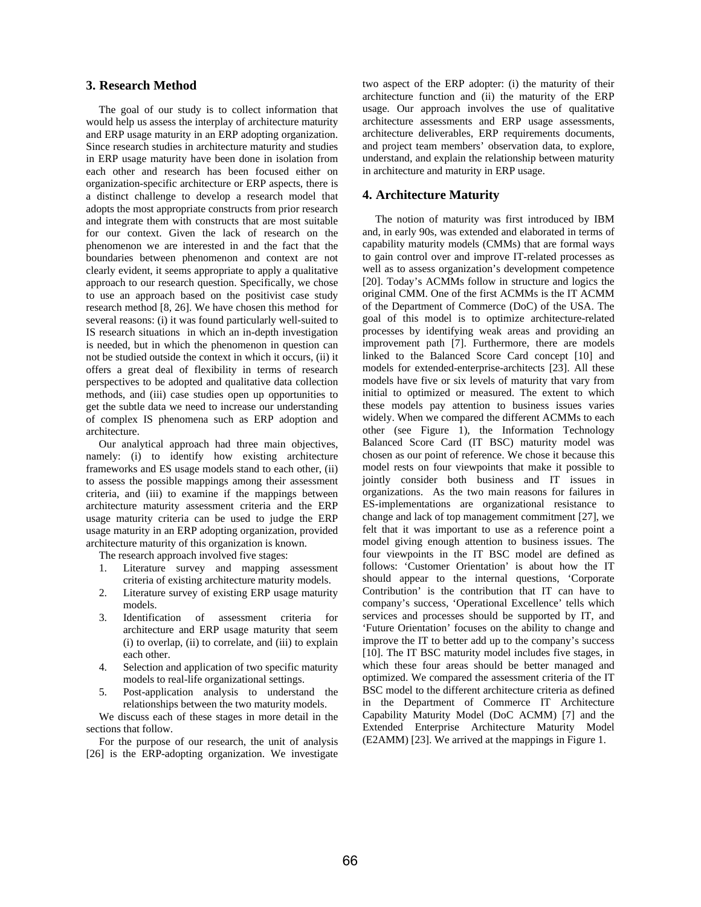## 3. Research Method

The goal of our study is to collect information that would help us assess the interplay of architecture maturity and ERP usage maturity in an ERP adopting organization. Since research studies in architecture maturity and studies in ERP usage maturity have been done in isolation from each other and research has been focused either on organization-specific architecture or ERP aspects, there is a distinct challenge to develop a research model that adopts the most appropriate constructs from prior research and integrate them with constructs that are most suitable for our context. Given the lack of research on the phenomenon we are interested in and the fact that the boundaries between phenomenon and context are not clearly evident, it seems appropriate to apply a qualitative approach to our research question. Specifically, we chose to use an approach based on the positivist case study research method [8, 26]. We have chosen this method for several reasons: (i) it was found particularly well-suited to IS research situations in which an in-depth investigation is needed, but in which the phenomenon in question can not be studied outside the context in which it occurs, (ii) it offers a great deal of flexibility in terms of research perspectives to be adopted and qualitative data collection methods, and (iii) case studies open up opportunities to get the subtle data we need to increase our understanding of complex IS phenomena such as ERP adoption and architecture.

Our analytical approach had three main objectives, namely: (i) to identify how existing architecture frameworks and ES usage models stand to each other, (ii) to assess the possible mappings among their assessment criteria, and (iii) to examine if the mappings between architecture maturity assessment criteria and the ERP usage maturity criteria can be used to judge the ERP usage maturity in an ERP adopting organization, provided architecture maturity of this organization is known.

The research approach involved five stages:

1. Literature survey and mapping assessment criteria of existing architecture maturity models.
2. Literature survey of existing ERP usage maturity models.
3. Identification of assessment criteria for architecture and ERP usage maturity that seem (i) to overlap, (ii) to correlate, and (iii) to explain each other.
4. Selection and application of two specific maturity models to real-life organizational settings.
5. Post-application analysis to understand the relationships between the two maturity models.

We discuss each of these stages in more detail in the sections that follow.

For the purpose of our research, the unit of analysis [26] is the ERP-adopting organization. We investigate two aspect of the ERP adopter: (i) the maturity of their architecture function and (ii) the maturity of the ERP usage. Our approach involves the use of qualitative architecture assessments and ERP usage assessments, architecture deliverables, ERP requirements documents, and project team members' observation data, to explore, understand, and explain the relationship between maturity in architecture and maturity in ERP usage.

## 4. Architecture Maturity

The notion of maturity was first introduced by IBM and, in early 90s, was extended and elaborated in terms of capability maturity models (CMMs) that are formal ways to gain control over and improve IT-related processes as well as to assess organization's development competence [20]. Today's ACMMs follow in structure and logics the original CMM. One of the first ACMMs is the IT ACMM of the Department of Commerce (DoC) of the USA. The goal of this model is to optimize architecture-related processes by identifying weak areas and providing an improvement path [7]. Furthermore, there are models linked to the Balanced Score Card concept [10] and models for extended-enterprise-architects [23]. All these models have five or six levels of maturity that vary from initial to optimized or measured. The extent to which these models pay attention to business issues varies widely. When we compared the different ACMMs to each other (see Figure 1), the Information Technology Balanced Score Card (IT BSC) maturity model was chosen as our point of reference. We chose it because this model rests on four viewpoints that make it possible to jointly consider both business and IT issues in organizations. As the two main reasons for failures in ES-implementations are organizational resistance to change and lack of top management commitment [27], we felt that it was important to use as a reference point a model giving enough attention to business issues. The four viewpoints in the IT BSC model are defined as follows: 'Customer Orientation' is about how the IT should appear to the internal questions, 'Corporate Contribution' is the contribution that IT can have to company's success, 'Operational Excellence' tells which services and processes should be supported by IT, and 'Future Orientation' focuses on the ability to change and improve the IT to better add up to the company's success [10]. The IT BSC maturity model includes five stages, in which these four areas should be better managed and optimized. We compared the assessment criteria of the IT BSC model to the different architecture criteria as defined in the Department of Commerce IT Architecture Capability Maturity Model (DoC ACMM) [7] and the Extended Enterprise Architecture Maturity Model (E2AMM) [23]. We arrived at the mappings in Figure 1.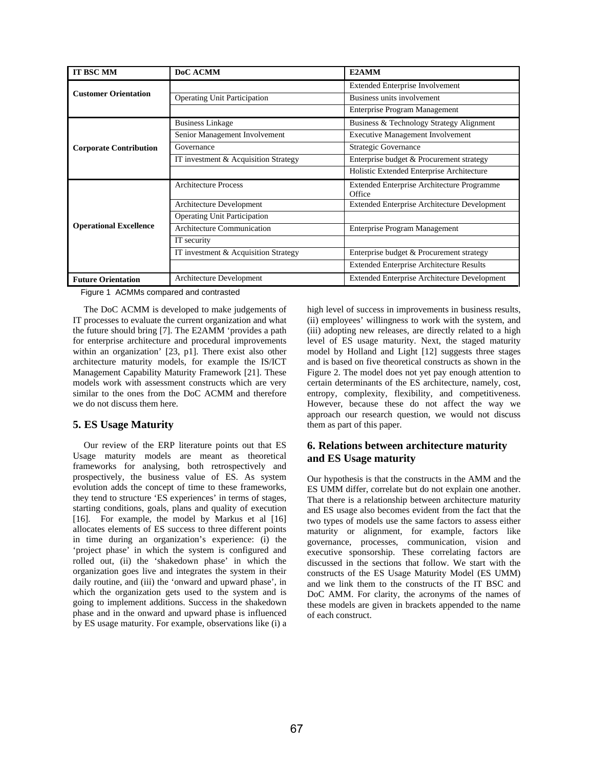| IT BSC MM | DoC ACMM | E2AMM |
|---|---|---|
| Customer Orientation | | Extended Enterprise Involvement |
| | Operating Unit Participation | Business units involvement |
| | | Enterprise Program Management |
| Corporate Contribution | Business Linkage | Business & Technology Strategy Alignment |
| | Senior Management Involvement | Executive Management Involvement |
| | Governance | Strategic Governance |
| | IT investment & Acquisition Strategy | Enterprise budget & Procurement strategy |
| | | Holistic Extended Enterprise Architecture |
| Operational Excellence | Architecture Process | Extended Enterprise Architecture Programme Office |
| | Architecture Development | Extended Enterprise Architecture Development |
| | Operating Unit Participation | |
| | Architecture Communication | Enterprise Program Management |
| | IT security | |
| | IT investment & Acquisition Strategy | Enterprise budget & Procurement strategy |
| | | Extended Enterprise Architecture Results |
| Future Orientation | Architecture Development | Extended Enterprise Architecture Development |

Figure 1 ACMMs compared and contrasted

The DoC ACMM is developed to make judgements of IT processes to evaluate the current organization and what the future should bring [7]. The E2AMM 'provides a path for enterprise architecture and procedural improvements within an organization' [23, p1]. There exist also other architecture maturity models, for example the IS/ICT Management Capability Maturity Framework [21]. These models work with assessment constructs which are very similar to the ones from the DoC ACMM and therefore we do not discuss them here.

## 5. ES Usage Maturity

Our review of the ERP literature points out that ES Usage maturity models are meant as theoretical frameworks for analysing, both retrospectively and prospectively, the business value of ES. As system evolution adds the concept of time to these frameworks, they tend to structure 'ES experiences' in terms of stages, starting conditions, goals, plans and quality of execution [16]. For example, the model by Markus et al [16] allocates elements of ES success to three different points in time during an organization's experience: (i) the 'project phase' in which the system is configured and rolled out, (ii) the 'shakedown phase' in which the organization goes live and integrates the system in their daily routine, and (iii) the 'onward and upward phase', in which the organization gets used to the system and is going to implement additions. Success in the shakedown phase and in the onward and upward phase is influenced by ES usage maturity. For example, observations like (i) a high level of success in improvements in business results, (ii) employees' willingness to work with the system, and (iii) adopting new releases, are directly related to a high level of ES usage maturity. Next, the staged maturity model by Holland and Light [12] suggests three stages and is based on five theoretical constructs as shown in the Figure 2. The model does not yet pay enough attention to certain determinants of the ES architecture, namely, cost, entropy, complexity, flexibility, and competitiveness. However, because these do not affect the way we approach our research question, we would not discuss them as part of this paper.

## 6. Relations between architecture maturity and ES Usage maturity

Our hypothesis is that the constructs in the AMM and the ES UMM differ, correlate but do not explain one another. That there is a relationship between architecture maturity and ES usage also becomes evident from the fact that the two types of models use the same factors to assess either maturity or alignment, for example, factors like governance, processes, communication, vision and executive sponsorship. These correlating factors are discussed in the sections that follow. We start with the constructs of the ES Usage Maturity Model (ES UMM) and we link them to the constructs of the IT BSC and DoC AMM. For clarity, the acronyms of the names of these models are given in brackets appended to the name of each construct.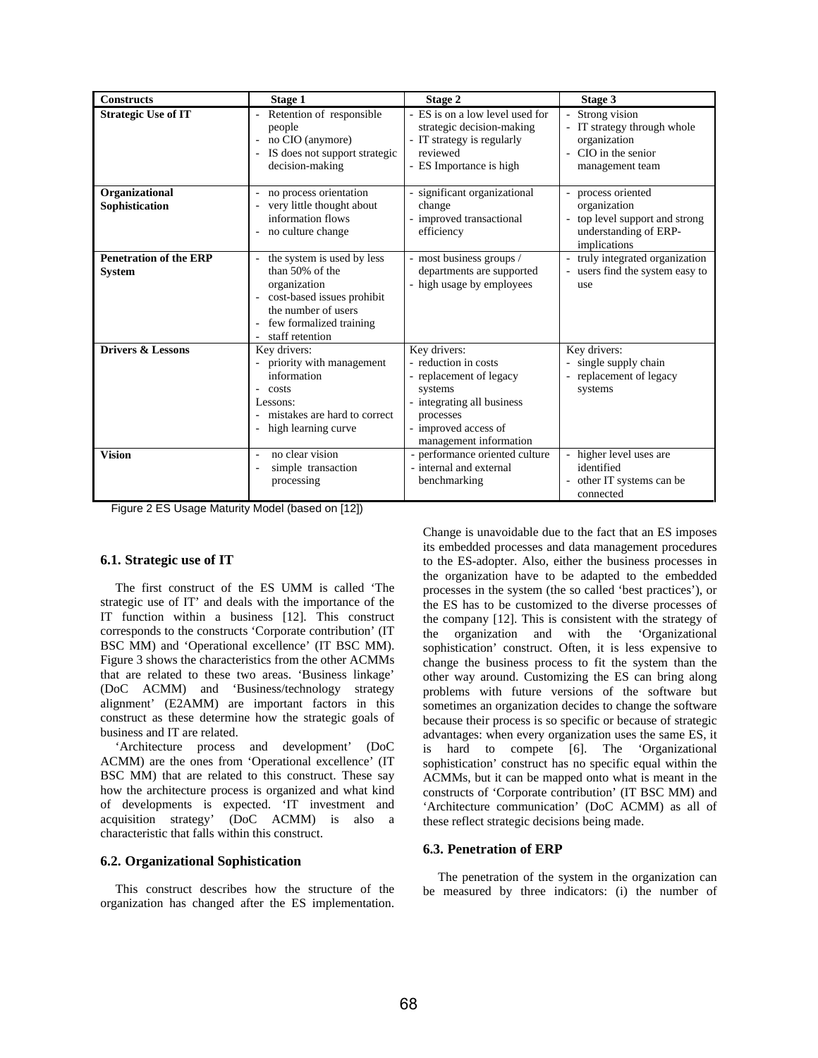| Constructs | Stage 1 | Stage 2 | Stage 3 |
|---|---|---|---|
| **Strategic Use of IT** | - Retention of responsible people<br>- no CIO (anymore)<br>- IS does not support strategic decision-making | - ES is on a low level used for strategic decision-making<br>- IT strategy is regularly reviewed<br>- ES Importance is high | - Strong vision<br>- IT strategy through whole organization<br>- CIO in the senior management team |
| **Organizational Sophistication** | - no process orientation<br>- very little thought about information flows<br>- no culture change | - significant organizational change<br>- improved transactional efficiency | - process oriented organization<br>- top level support and strong understanding of ERP-implications |
| **Penetration of the ERP System** | - the system is used by less than 50% of the organization<br>- cost-based issues prohibit the number of users<br>- few formalized training<br>- staff retention | - most business groups / departments are supported<br>- high usage by employees | - truly integrated organization<br>- users find the system easy to use |
| **Drivers & Lessons** | Key drivers:<br>- priority with management information<br>- costs<br>Lessons:<br>- mistakes are hard to correct<br>- high learning curve | Key drivers:<br>- reduction in costs<br>- replacement of legacy systems<br>- integrating all business processes<br>- improved access of management information | Key drivers:<br>- single supply chain<br>- replacement of legacy systems |
| **Vision** | - no clear vision<br>- simple transaction processing | - performance oriented culture<br>- internal and external benchmarking | - higher level uses are identified<br>- other IT systems can be connected |

Figure 2 ES Usage Maturity Model (based on [12])

### 6.1. Strategic use of IT

The first construct of the ES UMM is called 'The strategic use of IT' and deals with the importance of the IT function within a business [12]. This construct corresponds to the constructs 'Corporate contribution' (IT BSC MM) and 'Operational excellence' (IT BSC MM). Figure 3 shows the characteristics from the other ACMMs that are related to these two areas. 'Business linkage' (DoC ACMM) and 'Business/technology strategy alignment' (E2AMM) are important factors in this construct as these determine how the strategic goals of business and IT are related.

'Architecture process and development' (DoC ACMM) are the ones from 'Operational excellence' (IT BSC MM) that are related to this construct. These say how the architecture process is organized and what kind of developments is expected. 'IT investment and acquisition strategy' (DoC ACMM) is also a characteristic that falls within this construct.

### 6.2. Organizational Sophistication

This construct describes how the structure of the organization has changed after the ES implementation. Change is unavoidable due to the fact that an ES imposes its embedded processes and data management procedures to the ES-adopter. Also, either the business processes in the organization have to be adapted to the embedded processes in the system (the so called 'best practices'), or the ES has to be customized to the diverse processes of the company [12]. This is consistent with the strategy of the organization and with the 'Organizational sophistication' construct. Often, it is less expensive to change the business process to fit the system than the other way around. Customizing the ES can bring along problems with future versions of the software but sometimes an organization decides to change the software because their process is so specific or because of strategic advantages: when every organization uses the same ES, it is hard to compete [6]. The 'Organizational sophistication' construct has no specific equal within the ACMMs, but it can be mapped onto what is meant in the constructs of 'Corporate contribution' (IT BSC MM) and 'Architecture communication' (DoC ACMM) as all of these reflect strategic decisions being made.

### 6.3. Penetration of ERP

The penetration of the system in the organization can be measured by three indicators: (i) the number of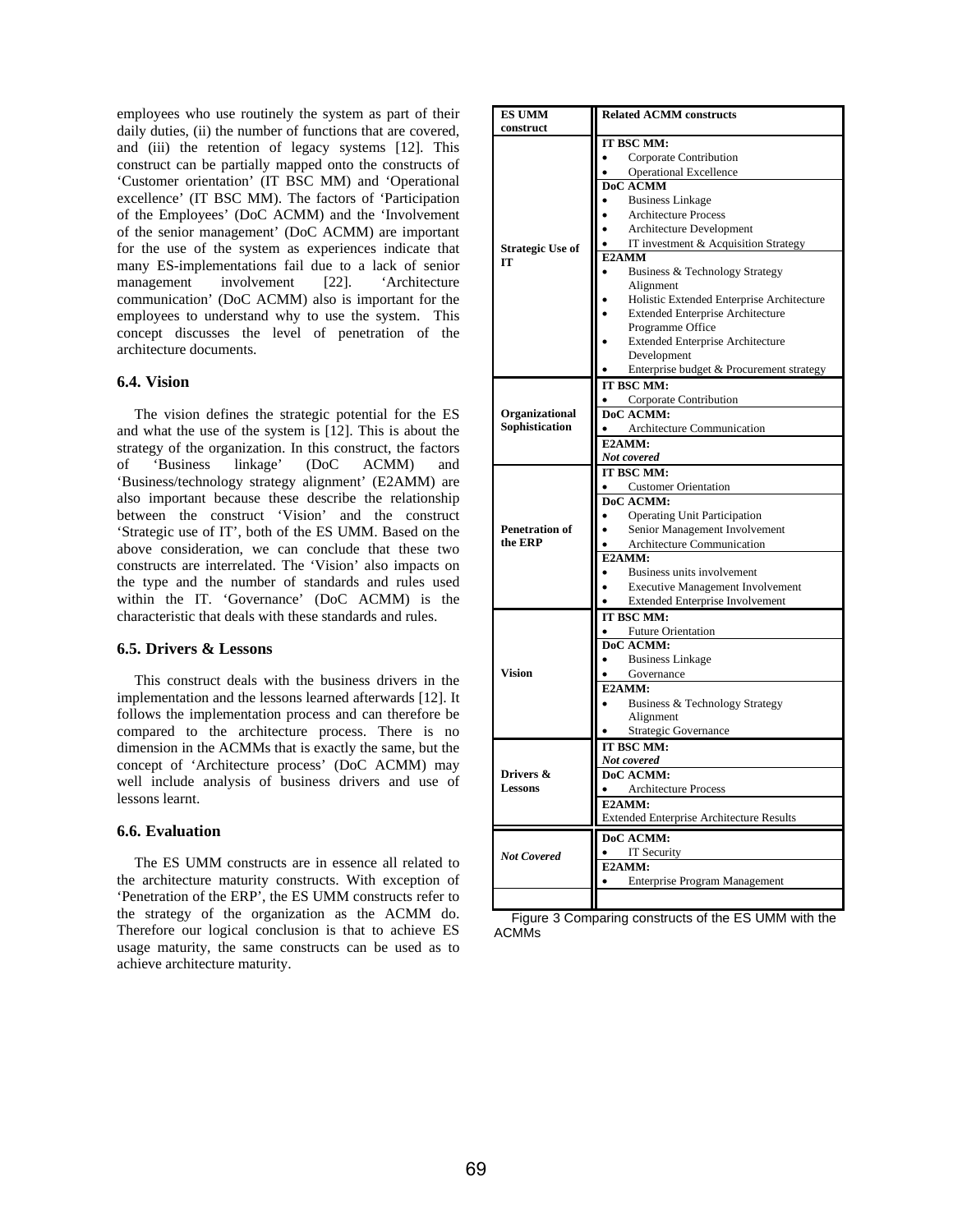employees who use routinely the system as part of their daily duties, (ii) the number of functions that are covered, and (iii) the retention of legacy systems [12]. This construct can be partially mapped onto the constructs of 'Customer orientation' (IT BSC MM) and 'Operational excellence' (IT BSC MM). The factors of 'Participation of the Employees' (DoC ACMM) and the 'Involvement of the senior management' (DoC ACMM) are important for the use of the system as experiences indicate that many ES-implementations fail due to a lack of senior management involvement [22]. 'Architecture communication' (DoC ACMM) also is important for the employees to understand why to use the system. This concept discusses the level of penetration of the architecture documents.

### 6.4. Vision

The vision defines the strategic potential for the ES and what the use of the system is [12]. This is about the strategy of the organization. In this construct, the factors of 'Business linkage' (DoC ACMM) and 'Business/technology strategy alignment' (E2AMM) are also important because these describe the relationship between the construct 'Vision' and the construct 'Strategic use of IT', both of the ES UMM. Based on the above consideration, we can conclude that these two constructs are interrelated. The 'Vision' also impacts on the type and the number of standards and rules used within the IT. 'Governance' (DoC ACMM) is the characteristic that deals with these standards and rules.

### 6.5. Drivers & Lessons

This construct deals with the business drivers in the implementation and the lessons learned afterwards [12]. It follows the implementation process and can therefore be compared to the architecture process. There is no dimension in the ACMMs that is exactly the same, but the concept of 'Architecture process' (DoC ACMM) may well include analysis of business drivers and use of lessons learnt.

### 6.6. Evaluation

The ES UMM constructs are in essence all related to the architecture maturity constructs. With exception of 'Penetration of the ERP', the ES UMM constructs refer to the strategy of the organization as the ACMM do. Therefore our logical conclusion is that to achieve ES usage maturity, the same constructs can be used as to achieve architecture maturity.

| ES UMM construct | Related ACMM constructs |
|---|---|
| **Strategic Use of IT** | **IT BSC MM:** • Corporate Contribution • Operational Excellence |
| | **DoC ACMM** • Business Linkage • Architecture Process • Architecture Development • IT investment & Acquisition Strategy |
| | **E2AMM** • Business & Technology Strategy Alignment • Holistic Extended Enterprise Architecture • Extended Enterprise Architecture Programme Office • Extended Enterprise Architecture Development • Enterprise budget & Procurement strategy |
| **Organizational Sophistication** | **IT BSC MM:** • Corporate Contribution |
| | **DoC ACMM:** • Architecture Communication |
| | **E2AMM:** *Not covered* |
| **Penetration of the ERP** | **IT BSC MM:** • Customer Orientation |
| | **DoC ACMM:** • Operating Unit Participation • Senior Management Involvement • Architecture Communication |
| | **E2AMM:** • Business units involvement • Executive Management Involvement • Extended Enterprise Involvement |
| **Vision** | **IT BSC MM:** • Future Orientation |
| | **DoC ACMM:** • Business Linkage • Governance |
| | **E2AMM:** • Business & Technology Strategy Alignment • Strategic Governance |
| **Drivers & Lessons** | **IT BSC MM:** *Not covered* |
| | **DoC ACMM:** • Architecture Process |
| | **E2AMM:** Extended Enterprise Architecture Results |
| ***Not Covered*** | **DoC ACMM:** • IT Security |
| | **E2AMM:** • Enterprise Program Management |

Figure 3 Comparing constructs of the ES UMM with the ACMMs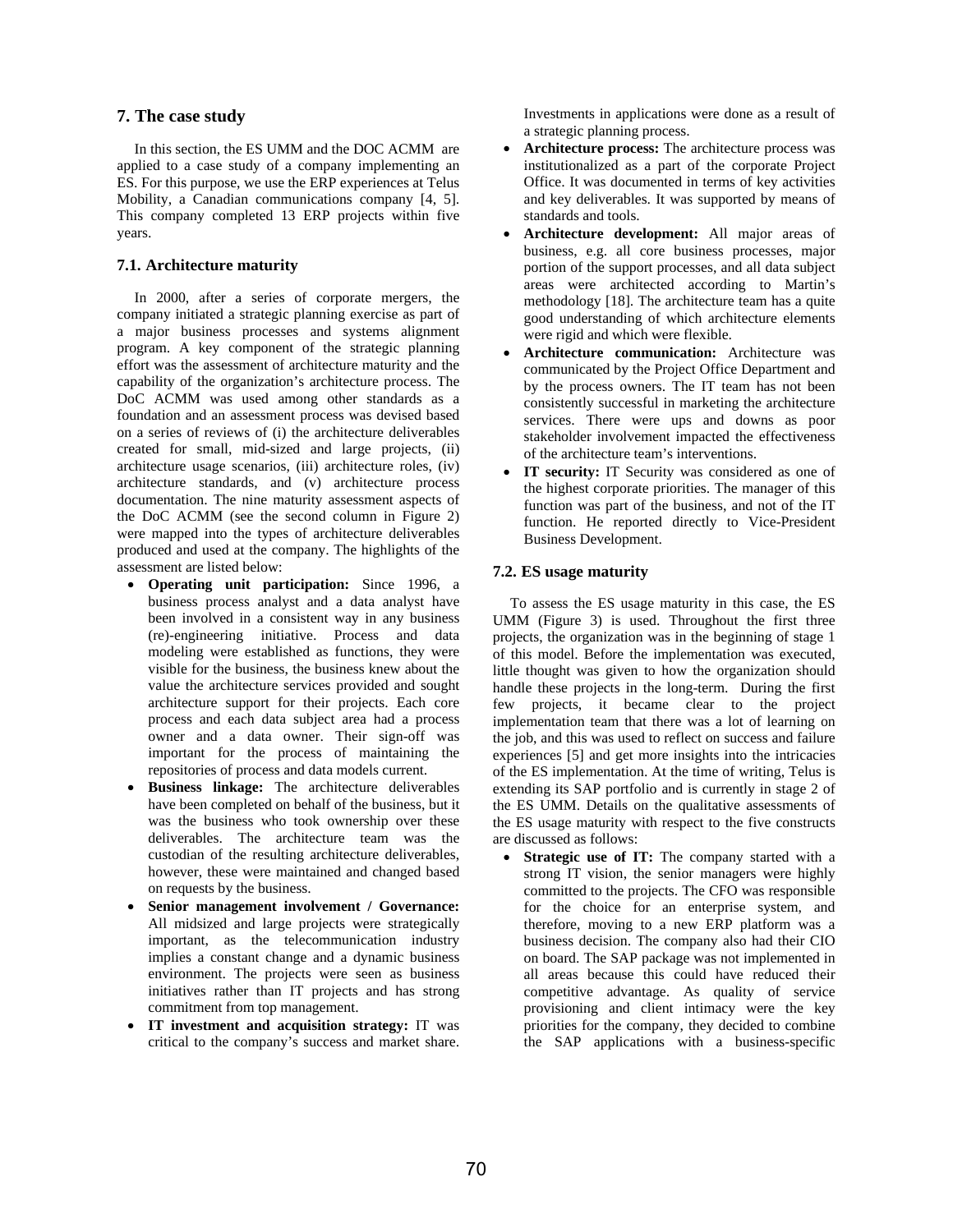## 7. The case study

In this section, the ES UMM and the DOC ACMM are applied to a case study of a company implementing an ES. For this purpose, we use the ERP experiences at Telus Mobility, a Canadian communications company [4, 5]. This company completed 13 ERP projects within five years.

### 7.1. Architecture maturity

In 2000, after a series of corporate mergers, the company initiated a strategic planning exercise as part of a major business processes and systems alignment program. A key component of the strategic planning effort was the assessment of architecture maturity and the capability of the organization's architecture process. The DoC ACMM was used among other standards as a foundation and an assessment process was devised based on a series of reviews of (i) the architecture deliverables created for small, mid-sized and large projects, (ii) architecture usage scenarios, (iii) architecture roles, (iv) architecture standards, and (v) architecture process documentation. The nine maturity assessment aspects of the DoC ACMM (see the second column in Figure 2) were mapped into the types of architecture deliverables produced and used at the company. The highlights of the assessment are listed below:

- **Operating unit participation:** Since 1996, a business process analyst and a data analyst have been involved in a consistent way in any business (re)-engineering initiative. Process and data modeling were established as functions, they were visible for the business, the business knew about the value the architecture services provided and sought architecture support for their projects. Each core process and each data subject area had a process owner and a data owner. Their sign-off was important for the process of maintaining the repositories of process and data models current.
- **Business linkage:** The architecture deliverables have been completed on behalf of the business, but it was the business who took ownership over these deliverables. The architecture team was the custodian of the resulting architecture deliverables, however, these were maintained and changed based on requests by the business.
- **Senior management involvement / Governance:** All midsized and large projects were strategically important, as the telecommunication industry implies a constant change and a dynamic business environment. The projects were seen as business initiatives rather than IT projects and has strong commitment from top management.
- **IT investment and acquisition strategy:** IT was critical to the company's success and market share. Investments in applications were done as a result of a strategic planning process.
- **Architecture process:** The architecture process was institutionalized as a part of the corporate Project Office. It was documented in terms of key activities and key deliverables. It was supported by means of standards and tools.
- **Architecture development:** All major areas of business, e.g. all core business processes, major portion of the support processes, and all data subject areas were architected according to Martin's methodology [18]. The architecture team has a quite good understanding of which architecture elements were rigid and which were flexible.
- **Architecture communication:** Architecture was communicated by the Project Office Department and by the process owners. The IT team has not been consistently successful in marketing the architecture services. There were ups and downs as poor stakeholder involvement impacted the effectiveness of the architecture team's interventions.
- **IT security:** IT Security was considered as one of the highest corporate priorities. The manager of this function was part of the business, and not of the IT function. He reported directly to Vice-President Business Development.

### 7.2. ES usage maturity

To assess the ES usage maturity in this case, the ES UMM (Figure 3) is used. Throughout the first three projects, the organization was in the beginning of stage 1 of this model. Before the implementation was executed, little thought was given to how the organization should handle these projects in the long-term. During the first few projects, it became clear to the project implementation team that there was a lot of learning on the job, and this was used to reflect on success and failure experiences [5] and get more insights into the intricacies of the ES implementation. At the time of writing, Telus is extending its SAP portfolio and is currently in stage 2 of the ES UMM. Details on the qualitative assessments of the ES usage maturity with respect to the five constructs are discussed as follows:

- **Strategic use of IT:** The company started with a strong IT vision, the senior managers were highly committed to the projects. The CFO was responsible for the choice for an enterprise system, and therefore, moving to a new ERP platform was a business decision. The company also had their CIO on board. The SAP package was not implemented in all areas because this could have reduced their competitive advantage. As quality of service provisioning and client intimacy were the key priorities for the company, they decided to combine the SAP applications with a business-specific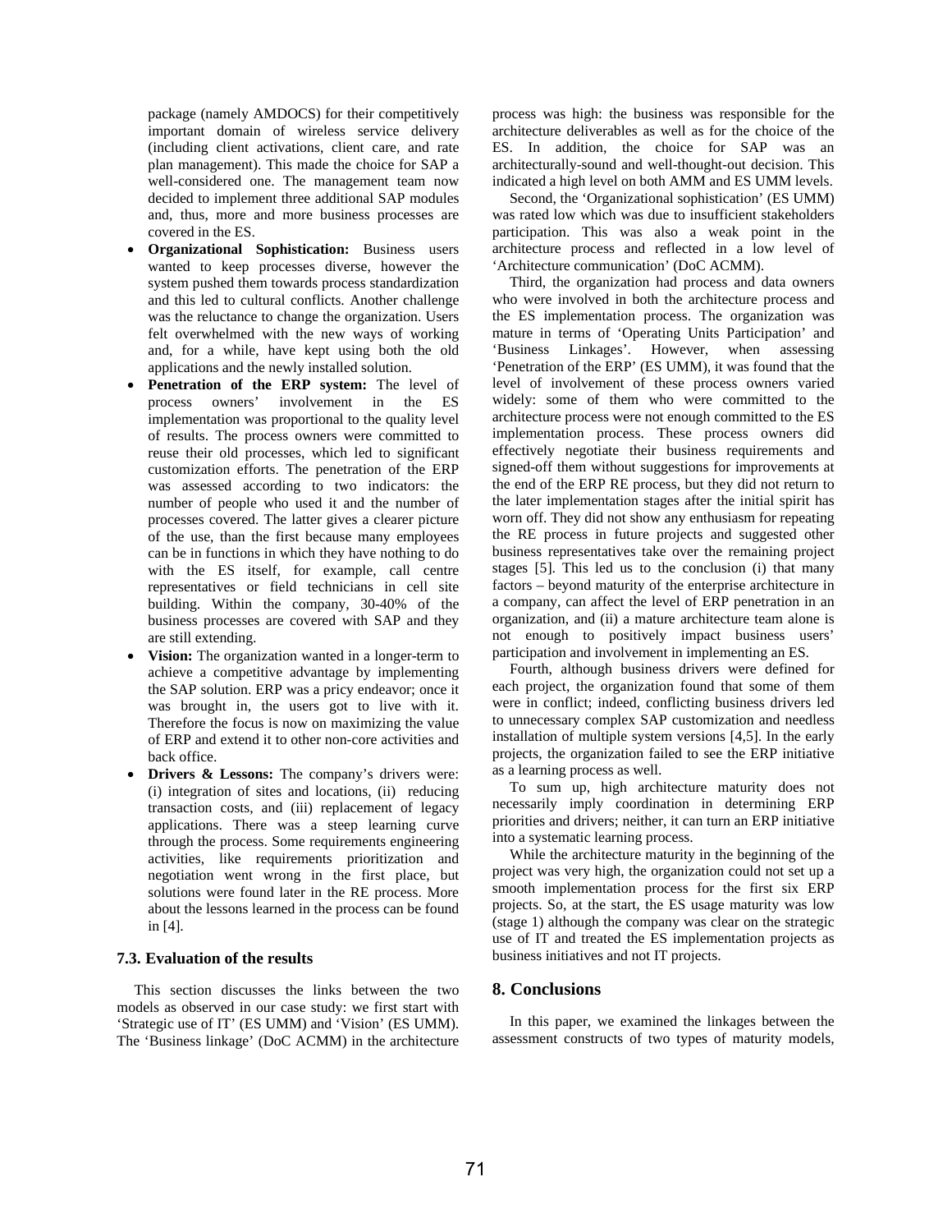package (namely AMDOCS) for their competitively important domain of wireless service delivery (including client activations, client care, and rate plan management). This made the choice for SAP a well-considered one. The management team now decided to implement three additional SAP modules and, thus, more and more business processes are covered in the ES.

- **Organizational Sophistication:** Business users wanted to keep processes diverse, however the system pushed them towards process standardization and this led to cultural conflicts. Another challenge was the reluctance to change the organization. Users felt overwhelmed with the new ways of working and, for a while, have kept using both the old applications and the newly installed solution.
- **Penetration of the ERP system:** The level of process owners' involvement in the ES implementation was proportional to the quality level of results. The process owners were committed to reuse their old processes, which led to significant customization efforts. The penetration of the ERP was assessed according to two indicators: the number of people who used it and the number of processes covered. The latter gives a clearer picture of the use, than the first because many employees can be in functions in which they have nothing to do with the ES itself, for example, call centre representatives or field technicians in cell site building. Within the company, 30-40% of the business processes are covered with SAP and they are still extending.
- **Vision:** The organization wanted in a longer-term to achieve a competitive advantage by implementing the SAP solution. ERP was a pricy endeavor; once it was brought in, the users got to live with it. Therefore the focus is now on maximizing the value of ERP and extend it to other non-core activities and back office.
- **Drivers & Lessons:** The company's drivers were: (i) integration of sites and locations, (ii) reducing transaction costs, and (iii) replacement of legacy applications. There was a steep learning curve through the process. Some requirements engineering activities, like requirements prioritization and negotiation went wrong in the first place, but solutions were found later in the RE process. More about the lessons learned in the process can be found in [4].

### 7.3. Evaluation of the results

This section discusses the links between the two models as observed in our case study: we first start with 'Strategic use of IT' (ES UMM) and 'Vision' (ES UMM). The 'Business linkage' (DoC ACMM) in the architecture process was high: the business was responsible for the architecture deliverables as well as for the choice of the ES. In addition, the choice for SAP was an architecturally-sound and well-thought-out decision. This indicated a high level on both AMM and ES UMM levels.

Second, the 'Organizational sophistication' (ES UMM) was rated low which was due to insufficient stakeholders participation. This was also a weak point in the architecture process and reflected in a low level of 'Architecture communication' (DoC ACMM).

Third, the organization had process and data owners who were involved in both the architecture process and the ES implementation process. The organization was mature in terms of 'Operating Units Participation' and 'Business Linkages'. However, when assessing 'Penetration of the ERP' (ES UMM), it was found that the level of involvement of these process owners varied widely: some of them who were committed to the architecture process were not enough committed to the ES implementation process. These process owners did effectively negotiate their business requirements and signed-off them without suggestions for improvements at the end of the ERP RE process, but they did not return to the later implementation stages after the initial spirit has worn off. They did not show any enthusiasm for repeating the RE process in future projects and suggested other business representatives take over the remaining project stages [5]. This led us to the conclusion (i) that many factors – beyond maturity of the enterprise architecture in a company, can affect the level of ERP penetration in an organization, and (ii) a mature architecture team alone is not enough to positively impact business users' participation and involvement in implementing an ES.

Fourth, although business drivers were defined for each project, the organization found that some of them were in conflict; indeed, conflicting business drivers led to unnecessary complex SAP customization and needless installation of multiple system versions [4,5]. In the early projects, the organization failed to see the ERP initiative as a learning process as well.

To sum up, high architecture maturity does not necessarily imply coordination in determining ERP priorities and drivers; neither, it can turn an ERP initiative into a systematic learning process.

While the architecture maturity in the beginning of the project was very high, the organization could not set up a smooth implementation process for the first six ERP projects. So, at the start, the ES usage maturity was low (stage 1) although the company was clear on the strategic use of IT and treated the ES implementation projects as business initiatives and not IT projects.

## 8. Conclusions

In this paper, we examined the linkages between the assessment constructs of two types of maturity models,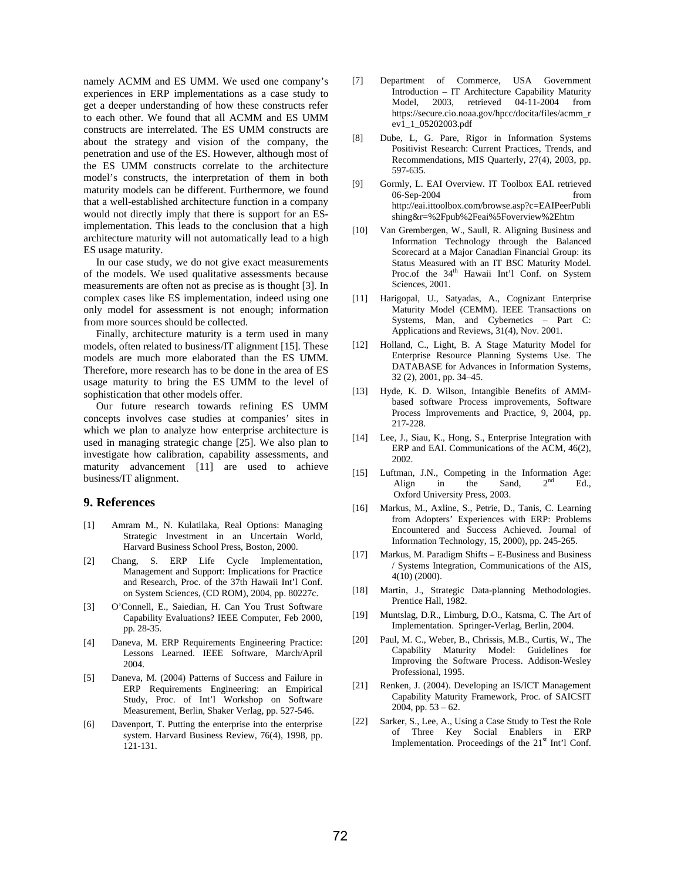namely ACMM and ES UMM. We used one company's experiences in ERP implementations as a case study to get a deeper understanding of how these constructs refer to each other. We found that all ACMM and ES UMM constructs are interrelated. The ES UMM constructs are about the strategy and vision of the company, the penetration and use of the ES. However, although most of the ES UMM constructs correlate to the architecture model's constructs, the interpretation of them in both maturity models can be different. Furthermore, we found that a well-established architecture function in a company would not directly imply that there is support for an ES-implementation. This leads to the conclusion that a high architecture maturity will not automatically lead to a high ES usage maturity.

In our case study, we do not give exact measurements of the models. We used qualitative assessments because measurements are often not as precise as is thought [3]. In complex cases like ES implementation, indeed using one only model for assessment is not enough; information from more sources should be collected.

Finally, architecture maturity is a term used in many models, often related to business/IT alignment [15]. These models are much more elaborated than the ES UMM. Therefore, more research has to be done in the area of ES usage maturity to bring the ES UMM to the level of sophistication that other models offer.

Our future research towards refining ES UMM concepts involves case studies at companies' sites in which we plan to analyze how enterprise architecture is used in managing strategic change [25]. We also plan to investigate how calibration, capability assessments, and maturity advancement [11] are used to achieve business/IT alignment.

## 9. References

[1] Amram M., N. Kulatilaka, Real Options: Managing Strategic Investment in an Uncertain World, Harvard Business School Press, Boston, 2000.

[2] Chang, S. ERP Life Cycle Implementation, Management and Support: Implications for Practice and Research, Proc. of the 37th Hawaii Int'l Conf. on System Sciences, (CD ROM), 2004, pp. 80227c.

[3] O'Connell, E., Saiedian, H. Can You Trust Software Capability Evaluations? IEEE Computer, Feb 2000, pp. 28-35.

[4] Daneva, M. ERP Requirements Engineering Practice: Lessons Learned. IEEE Software, March/April 2004.

[5] Daneva, M. (2004) Patterns of Success and Failure in ERP Requirements Engineering: an Empirical Study, Proc. of Int'l Workshop on Software Measurement, Berlin, Shaker Verlag, pp. 527-546.

[6] Davenport, T. Putting the enterprise into the enterprise system. Harvard Business Review, 76(4), 1998, pp. 121-131.

[7] Department of Commerce, USA Government Introduction – IT Architecture Capability Maturity Model, 2003, retrieved 04-11-2004 from https://secure.cio.noaa.gov/hpcc/docita/files/acmm_rev1_1_05202003.pdf

[8] Dube, L, G. Pare, Rigor in Information Systems Positivist Research: Current Practices, Trends, and Recommendations, MIS Quarterly, 27(4), 2003, pp. 597-635.

[9] Gormly, L. EAI Overview. IT Toolbox EAI. retrieved 06-Sep-2004 from http://eai.ittoolbox.com/browse.asp?c=EAIPeerPublishing&r=%2Fpub%2Feai%5Foverview%2Ehtm

[10] Van Grembergen, W., Saull, R. Aligning Business and Information Technology through the Balanced Scorecard at a Major Canadian Financial Group: its Status Measured with an IT BSC Maturity Model. Proc.of the 34th Hawaii Int'l Conf. on System Sciences, 2001.

[11] Harigopal, U., Satyadas, A., Cognizant Enterprise Maturity Model (CEMM). IEEE Transactions on Systems, Man, and Cybernetics – Part C: Applications and Reviews, 31(4), Nov. 2001.

[12] Holland, C., Light, B. A Stage Maturity Model for Enterprise Resource Planning Systems Use. The DATABASE for Advances in Information Systems, 32 (2), 2001, pp. 34–45.

[13] Hyde, K. D. Wilson, Intangible Benefits of AMM-based software Process improvements, Software Process Improvements and Practice, 9, 2004, pp. 217-228.

[14] Lee, J., Siau, K., Hong, S., Enterprise Integration with ERP and EAI. Communications of the ACM, 46(2), 2002.

[15] Luftman, J.N., Competing in the Information Age: Align in the Sand, 2nd Ed., Oxford University Press, 2003.

[16] Markus, M., Axline, S., Petrie, D., Tanis, C. Learning from Adopters' Experiences with ERP: Problems Encountered and Success Achieved. Journal of Information Technology, 15, 2000), pp. 245-265.

[17] Markus, M. Paradigm Shifts – E-Business and Business / Systems Integration, Communications of the AIS, 4(10) (2000).

[18] Martin, J., Strategic Data-planning Methodologies. Prentice Hall, 1982.

[19] Muntslag, D.R., Limburg, D.O., Katsma, C. The Art of Implementation. Springer-Verlag, Berlin, 2004.

[20] Paul, M. C., Weber, B., Chrissis, M.B., Curtis, W., The Capability Maturity Model: Guidelines for Improving the Software Process. Addison-Wesley Professional, 1995.

[21] Renken, J. (2004). Developing an IS/ICT Management Capability Maturity Framework, Proc. of SAICSIT 2004, pp. 53 – 62.

[22] Sarker, S., Lee, A., Using a Case Study to Test the Role of Three Key Social Enablers in ERP Implementation. Proceedings of the 21st Int'l Conf.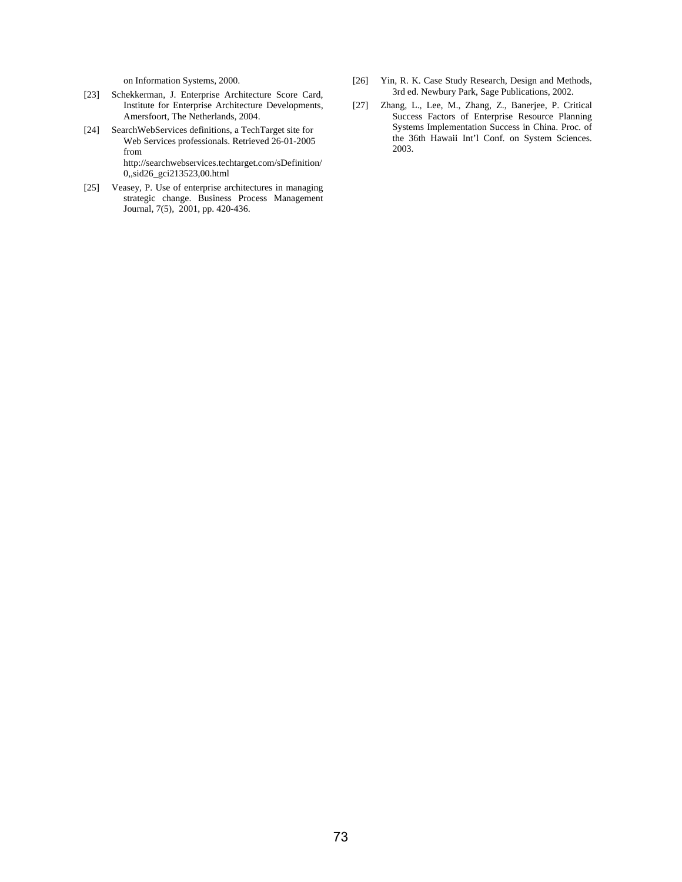on Information Systems, 2000.

[23] Schekkerman, J. Enterprise Architecture Score Card, Institute for Enterprise Architecture Developments, Amersfoort, The Netherlands, 2004.

[24] SearchWebServices definitions, a TechTarget site for Web Services professionals. Retrieved 26-01-2005 from http://searchwebservices.techtarget.com/sDefinition/0,,sid26_gci213523,00.html

[25] Veasey, P. Use of enterprise architectures in managing strategic change. Business Process Management Journal, 7(5), 2001, pp. 420-436.

[26] Yin, R. K. Case Study Research, Design and Methods, 3rd ed. Newbury Park, Sage Publications, 2002.

[27] Zhang, L., Lee, M., Zhang, Z., Banerjee, P. Critical Success Factors of Enterprise Resource Planning Systems Implementation Success in China. Proc. of the 36th Hawaii Int'l Conf. on System Sciences. 2003.